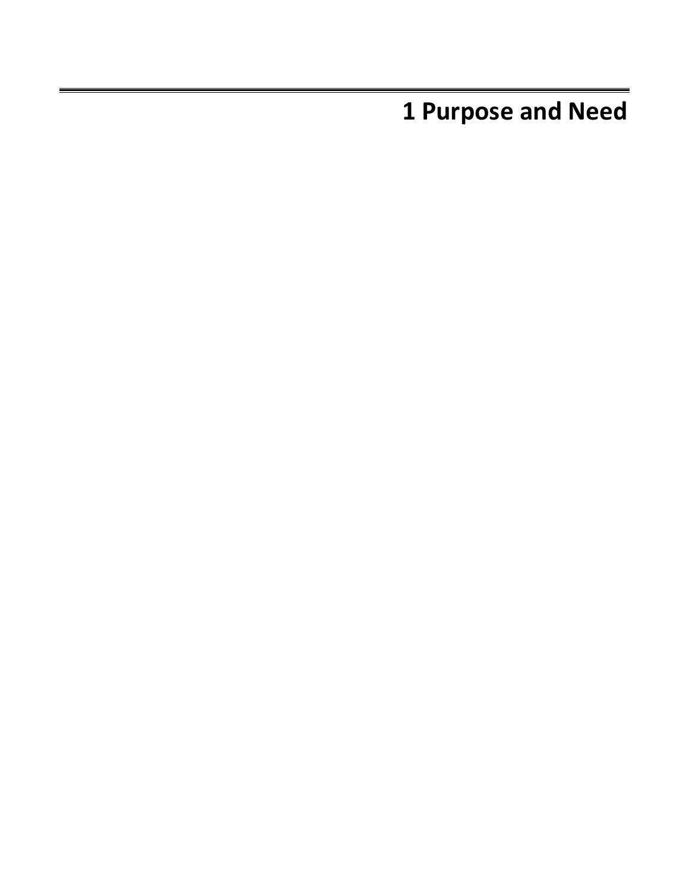# 1 Purpose and Need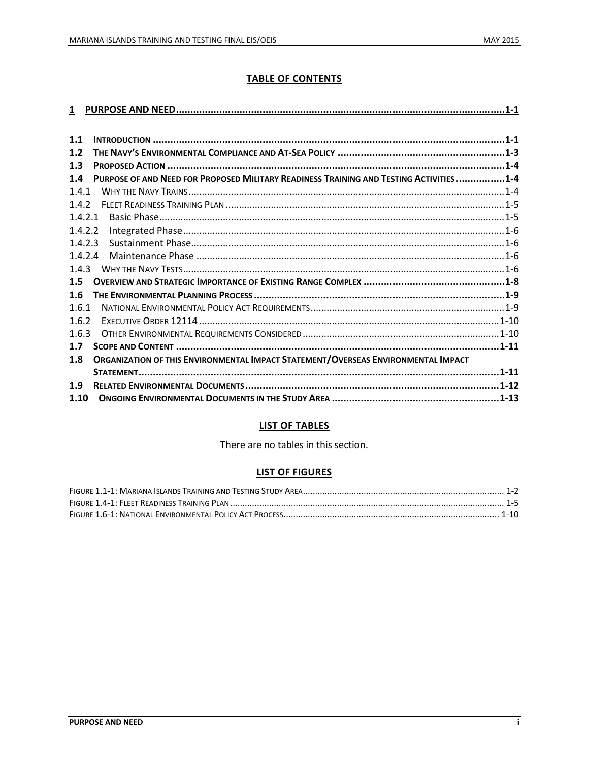## TABLE OF CONTENTS

**1 PURPOSE AND NEED ........................................................................................................1-1**

**1.1 INTRODUCTION ........................................................................................................1-1**
**1.2 THE NAVY'S ENVIRONMENTAL COMPLIANCE AND AT-SEA POLICY ........................................................1-3**
**1.3 PROPOSED ACTION ........................................................................................................1-4**
**1.4 PURPOSE OF AND NEED FOR PROPOSED MILITARY READINESS TRAINING AND TESTING ACTIVITIES ................1-4**
1.4.1 WHY THE NAVY TRAINS ........................................................................................................1-4
1.4.2 FLEET READINESS TRAINING PLAN ........................................................................................................1-5
1.4.2.1 Basic Phase ........................................................................................................1-5
1.4.2.2 Integrated Phase ........................................................................................................1-6
1.4.2.3 Sustainment Phase ........................................................................................................1-6
1.4.2.4 Maintenance Phase ........................................................................................................1-6
1.4.3 WHY THE NAVY TESTS ........................................................................................................1-6
**1.5 OVERVIEW AND STRATEGIC IMPORTANCE OF EXISTING RANGE COMPLEX ................................................1-8**
**1.6 THE ENVIRONMENTAL PLANNING PROCESS ........................................................................................................1-9**
1.6.1 NATIONAL ENVIRONMENTAL POLICY ACT REQUIREMENTS ........................................................................................................1-9
1.6.2 EXECUTIVE ORDER 12114 ........................................................................................................1-10
1.6.3 OTHER ENVIRONMENTAL REQUIREMENTS CONSIDERED ........................................................................................................1-10
**1.7 SCOPE AND CONTENT ........................................................................................................1-11**
**1.8 ORGANIZATION OF THIS ENVIRONMENTAL IMPACT STATEMENT/OVERSEAS ENVIRONMENTAL IMPACT STATEMENT ........................................................................................................1-11**
**1.9 RELATED ENVIRONMENTAL DOCUMENTS ........................................................................................................1-12**
**1.10 ONGOING ENVIRONMENTAL DOCUMENTS IN THE STUDY AREA ........................................................1-13**

## LIST OF TABLES

There are no tables in this section.

## LIST OF FIGURES

FIGURE 1.1-1: MARIANA ISLANDS TRAINING AND TESTING STUDY AREA ........................................................................................................ 1-2
FIGURE 1.4-1: FLEET READINESS TRAINING PLAN ........................................................................................................ 1-5
FIGURE 1.6-1: NATIONAL ENVIRONMENTAL POLICY ACT PROCESS ........................................................................................................ 1-10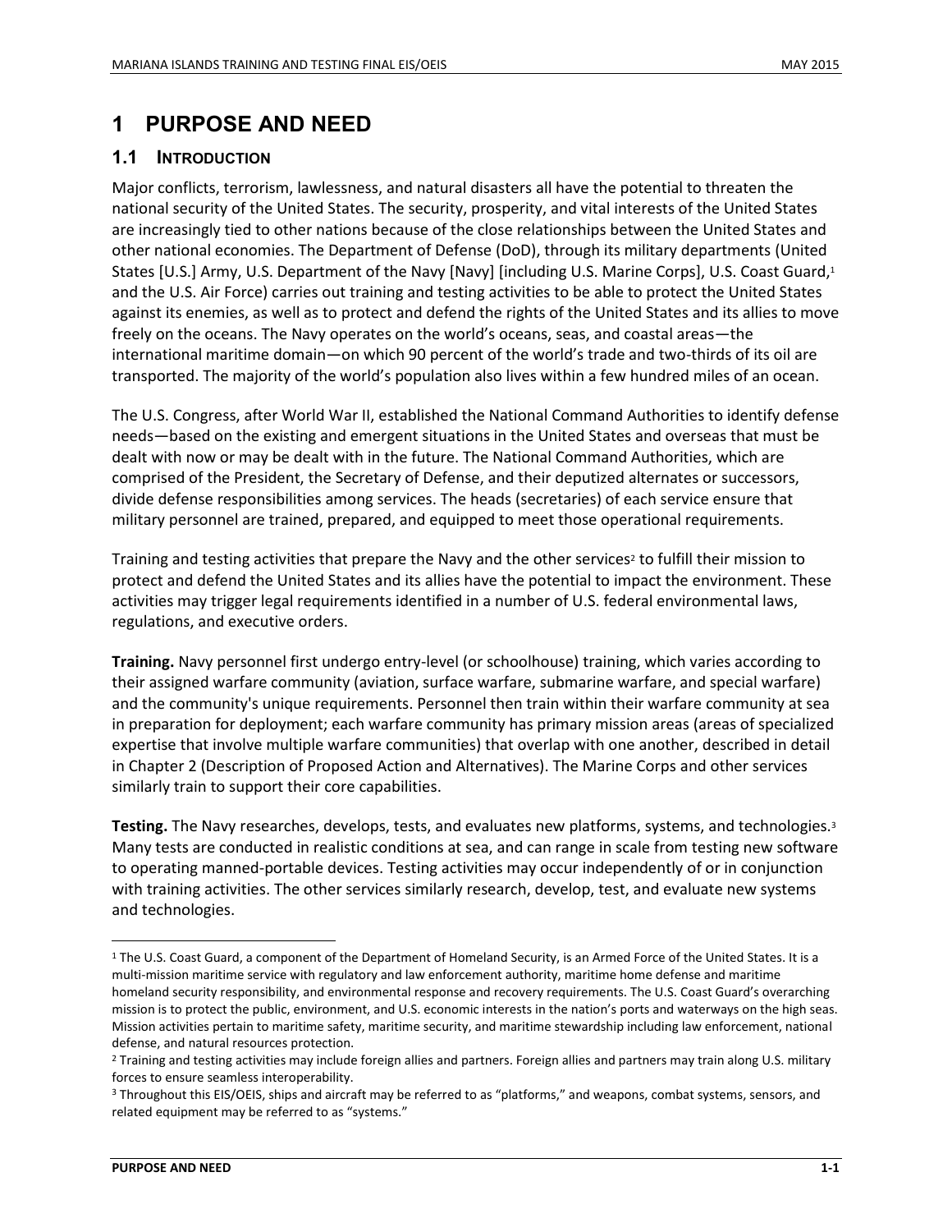# 1 PURPOSE AND NEED

## 1.1 INTRODUCTION

Major conflicts, terrorism, lawlessness, and natural disasters all have the potential to threaten the national security of the United States. The security, prosperity, and vital interests of the United States are increasingly tied to other nations because of the close relationships between the United States and other national economies. The Department of Defense (DoD), through its military departments (United States [U.S.] Army, U.S. Department of the Navy [Navy] [including U.S. Marine Corps], U.S. Coast Guard,[1] and the U.S. Air Force) carries out training and testing activities to be able to protect the United States against its enemies, as well as to protect and defend the rights of the United States and its allies to move freely on the oceans. The Navy operates on the world's oceans, seas, and coastal areas—the international maritime domain—on which 90 percent of the world's trade and two-thirds of its oil are transported. The majority of the world's population also lives within a few hundred miles of an ocean.

The U.S. Congress, after World War II, established the National Command Authorities to identify defense needs—based on the existing and emergent situations in the United States and overseas that must be dealt with now or may be dealt with in the future. The National Command Authorities, which are comprised of the President, the Secretary of Defense, and their deputized alternates or successors, divide defense responsibilities among services. The heads (secretaries) of each service ensure that military personnel are trained, prepared, and equipped to meet those operational requirements.

Training and testing activities that prepare the Navy and the other services[2] to fulfill their mission to protect and defend the United States and its allies have the potential to impact the environment. These activities may trigger legal requirements identified in a number of U.S. federal environmental laws, regulations, and executive orders.

**Training.** Navy personnel first undergo entry-level (or schoolhouse) training, which varies according to their assigned warfare community (aviation, surface warfare, submarine warfare, and special warfare) and the community's unique requirements. Personnel then train within their warfare community at sea in preparation for deployment; each warfare community has primary mission areas (areas of specialized expertise that involve multiple warfare communities) that overlap with one another, described in detail in Chapter 2 (Description of Proposed Action and Alternatives). The Marine Corps and other services similarly train to support their core capabilities.

**Testing.** The Navy researches, develops, tests, and evaluates new platforms, systems, and technologies.[3] Many tests are conducted in realistic conditions at sea, and can range in scale from testing new software to operating manned-portable devices. Testing activities may occur independently of or in conjunction with training activities. The other services similarly research, develop, test, and evaluate new systems and technologies.

---

[1] The U.S. Coast Guard, a component of the Department of Homeland Security, is an Armed Force of the United States. It is a multi-mission maritime service with regulatory and law enforcement authority, maritime home defense and maritime homeland security responsibility, and environmental response and recovery requirements. The U.S. Coast Guard's overarching mission is to protect the public, environment, and U.S. economic interests in the nation's ports and waterways on the high seas. Mission activities pertain to maritime safety, maritime security, and maritime stewardship including law enforcement, national defense, and natural resources protection.

[2] Training and testing activities may include foreign allies and partners. Foreign allies and partners may train along U.S. military forces to ensure seamless interoperability.

[3] Throughout this EIS/OEIS, ships and aircraft may be referred to as "platforms," and weapons, combat systems, sensors, and related equipment may be referred to as "systems."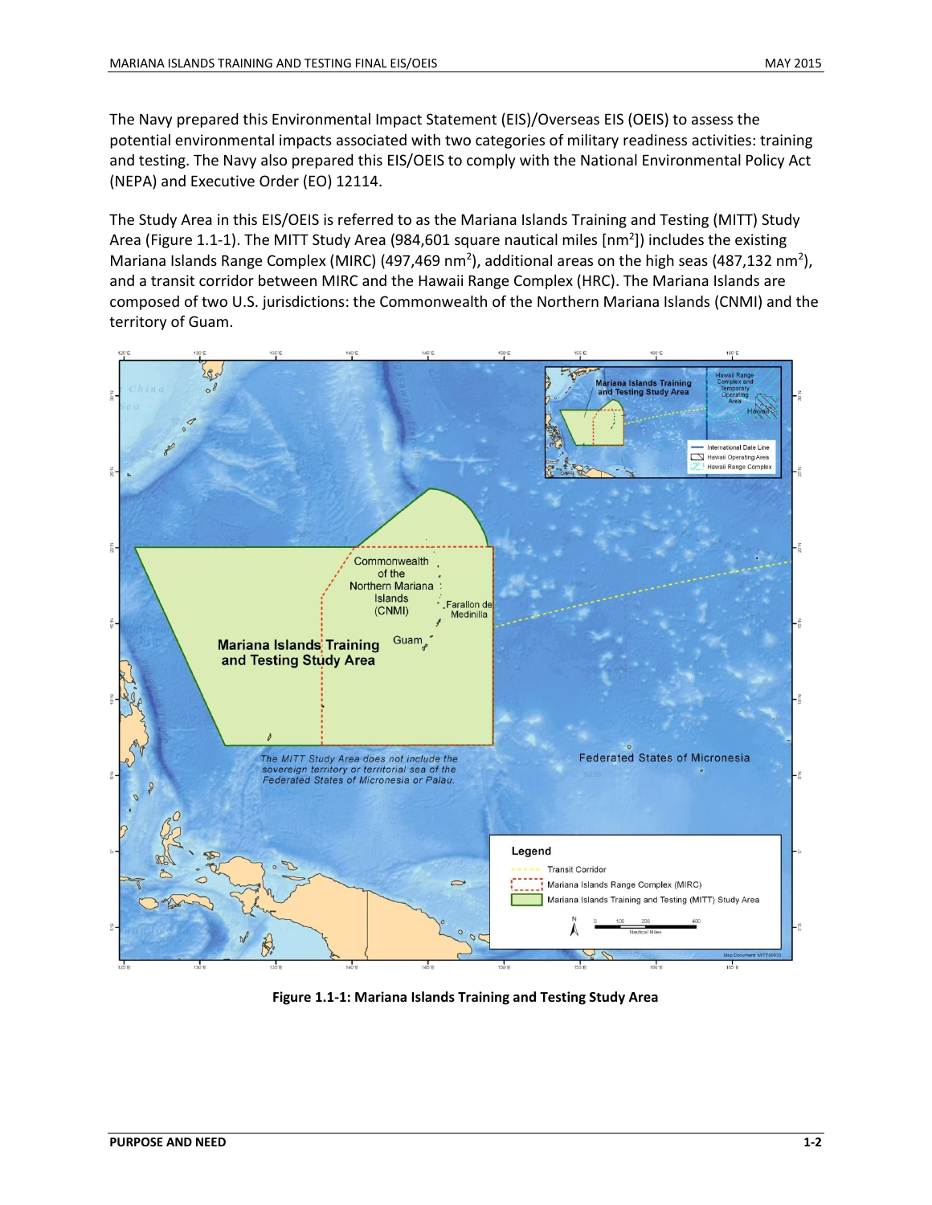The Navy prepared this Environmental Impact Statement (EIS)/Overseas EIS (OEIS) to assess the potential environmental impacts associated with two categories of military readiness activities: training and testing. The Navy also prepared this EIS/OEIS to comply with the National Environmental Policy Act (NEPA) and Executive Order (EO) 12114.

The Study Area in this EIS/OEIS is referred to as the Mariana Islands Training and Testing (MITT) Study Area (Figure 1.1-1). The MITT Study Area (984,601 square nautical miles [$nm^2$]) includes the existing Mariana Islands Range Complex (MIRC) (497,469 $nm^2$), additional areas on the high seas (487,132 $nm^2$), and a transit corridor between MIRC and the Hawaii Range Complex (HRC). The Mariana Islands are composed of two U.S. jurisdictions: the Commonwealth of the Northern Mariana Islands (CNMI) and the territory of Guam.

**Figure 1.1-1: Mariana Islands Training and Testing Study Area**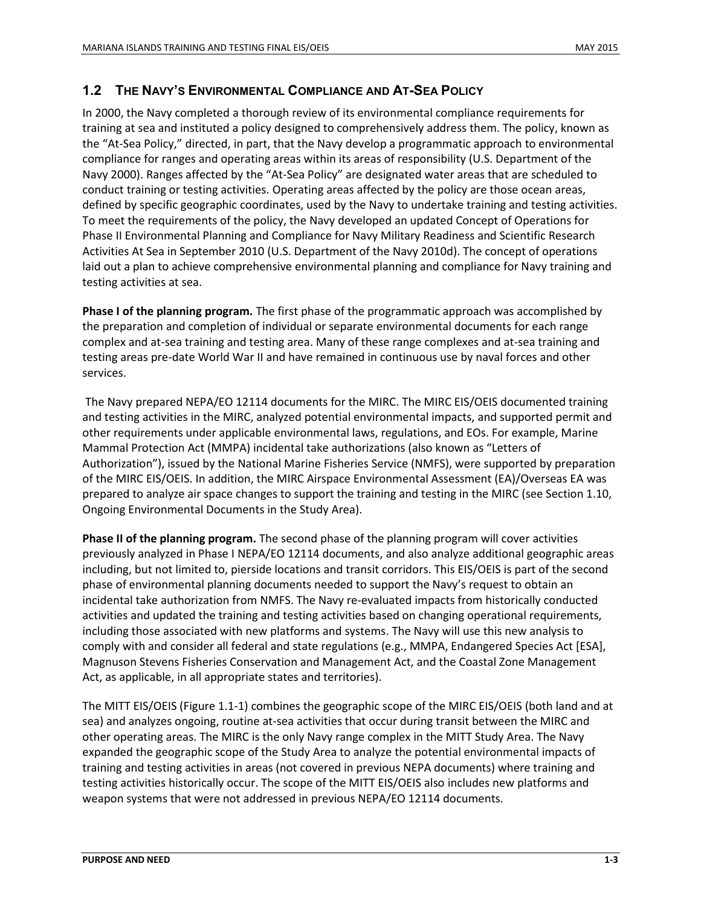## 1.2 The Navy's Environmental Compliance and At-Sea Policy

In 2000, the Navy completed a thorough review of its environmental compliance requirements for training at sea and instituted a policy designed to comprehensively address them. The policy, known as the "At-Sea Policy," directed, in part, that the Navy develop a programmatic approach to environmental compliance for ranges and operating areas within its areas of responsibility (U.S. Department of the Navy 2000). Ranges affected by the "At-Sea Policy" are designated water areas that are scheduled to conduct training or testing activities. Operating areas affected by the policy are those ocean areas, defined by specific geographic coordinates, used by the Navy to undertake training and testing activities. To meet the requirements of the policy, the Navy developed an updated Concept of Operations for Phase II Environmental Planning and Compliance for Navy Military Readiness and Scientific Research Activities At Sea in September 2010 (U.S. Department of the Navy 2010d). The concept of operations laid out a plan to achieve comprehensive environmental planning and compliance for Navy training and testing activities at sea.

**Phase I of the planning program.** The first phase of the programmatic approach was accomplished by the preparation and completion of individual or separate environmental documents for each range complex and at-sea training and testing area. Many of these range complexes and at-sea training and testing areas pre-date World War II and have remained in continuous use by naval forces and other services.

The Navy prepared NEPA/EO 12114 documents for the MIRC. The MIRC EIS/OEIS documented training and testing activities in the MIRC, analyzed potential environmental impacts, and supported permit and other requirements under applicable environmental laws, regulations, and EOs. For example, Marine Mammal Protection Act (MMPA) incidental take authorizations (also known as "Letters of Authorization"), issued by the National Marine Fisheries Service (NMFS), were supported by preparation of the MIRC EIS/OEIS. In addition, the MIRC Airspace Environmental Assessment (EA)/Overseas EA was prepared to analyze air space changes to support the training and testing in the MIRC (see Section 1.10, Ongoing Environmental Documents in the Study Area).

**Phase II of the planning program.** The second phase of the planning program will cover activities previously analyzed in Phase I NEPA/EO 12114 documents, and also analyze additional geographic areas including, but not limited to, pierside locations and transit corridors. This EIS/OEIS is part of the second phase of environmental planning documents needed to support the Navy's request to obtain an incidental take authorization from NMFS. The Navy re-evaluated impacts from historically conducted activities and updated the training and testing activities based on changing operational requirements, including those associated with new platforms and systems. The Navy will use this new analysis to comply with and consider all federal and state regulations (e.g., MMPA, Endangered Species Act [ESA], Magnuson Stevens Fisheries Conservation and Management Act, and the Coastal Zone Management Act, as applicable, in all appropriate states and territories).

The MITT EIS/OEIS (Figure 1.1-1) combines the geographic scope of the MIRC EIS/OEIS (both land and at sea) and analyzes ongoing, routine at-sea activities that occur during transit between the MIRC and other operating areas. The MIRC is the only Navy range complex in the MITT Study Area. The Navy expanded the geographic scope of the Study Area to analyze the potential environmental impacts of training and testing activities in areas (not covered in previous NEPA documents) where training and testing activities historically occur. The scope of the MITT EIS/OEIS also includes new platforms and weapon systems that were not addressed in previous NEPA/EO 12114 documents.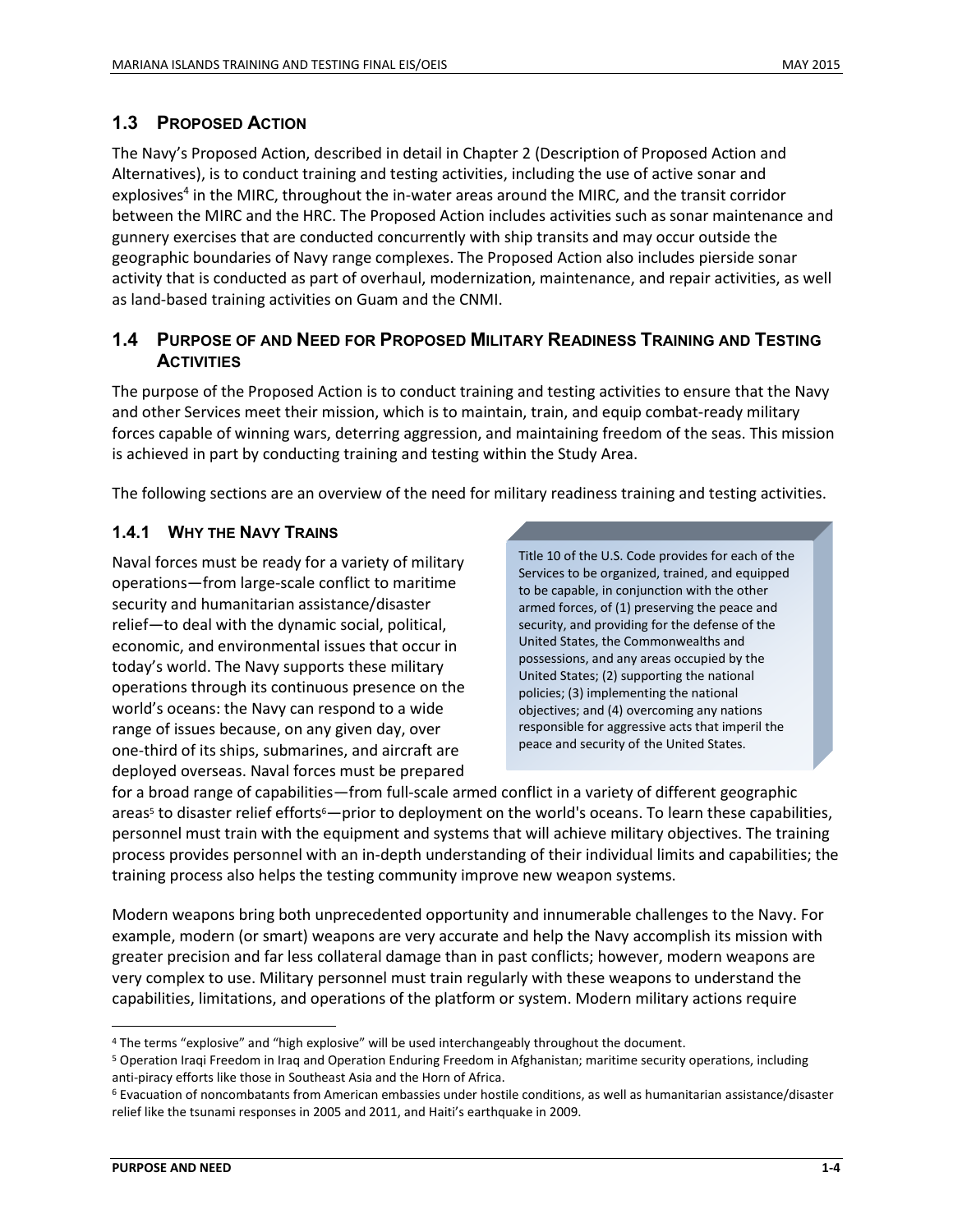## 1.3 PROPOSED ACTION

The Navy's Proposed Action, described in detail in Chapter 2 (Description of Proposed Action and Alternatives), is to conduct training and testing activities, including the use of active sonar and explosives[4] in the MIRC, throughout the in-water areas around the MIRC, and the transit corridor between the MIRC and the HRC. The Proposed Action includes activities such as sonar maintenance and gunnery exercises that are conducted concurrently with ship transits and may occur outside the geographic boundaries of Navy range complexes. The Proposed Action also includes pierside sonar activity that is conducted as part of overhaul, modernization, maintenance, and repair activities, as well as land-based training activities on Guam and the CNMI.

## 1.4 PURPOSE OF AND NEED FOR PROPOSED MILITARY READINESS TRAINING AND TESTING ACTIVITIES

The purpose of the Proposed Action is to conduct training and testing activities to ensure that the Navy and other Services meet their mission, which is to maintain, train, and equip combat-ready military forces capable of winning wars, deterring aggression, and maintaining freedom of the seas. This mission is achieved in part by conducting training and testing within the Study Area.

The following sections are an overview of the need for military readiness training and testing activities.

### 1.4.1 WHY THE NAVY TRAINS

> Title 10 of the U.S. Code provides for each of the Services to be organized, trained, and equipped to be capable, in conjunction with the other armed forces, of (1) preserving the peace and security, and providing for the defense of the United States, the Commonwealths and possessions, and any areas occupied by the United States; (2) supporting the national policies; (3) implementing the national objectives; and (4) overcoming any nations responsible for aggressive acts that imperil the peace and security of the United States.

Naval forces must be ready for a variety of military operations—from large-scale conflict to maritime security and humanitarian assistance/disaster relief—to deal with the dynamic social, political, economic, and environmental issues that occur in today's world. The Navy supports these military operations through its continuous presence on the world's oceans: the Navy can respond to a wide range of issues because, on any given day, over one-third of its ships, submarines, and aircraft are deployed overseas. Naval forces must be prepared for a broad range of capabilities—from full-scale armed conflict in a variety of different geographic areas[5] to disaster relief efforts[6]—prior to deployment on the world's oceans. To learn these capabilities, personnel must train with the equipment and systems that will achieve military objectives. The training process provides personnel with an in-depth understanding of their individual limits and capabilities; the training process also helps the testing community improve new weapon systems.

Modern weapons bring both unprecedented opportunity and innumerable challenges to the Navy. For example, modern (or smart) weapons are very accurate and help the Navy accomplish its mission with greater precision and far less collateral damage than in past conflicts; however, modern weapons are very complex to use. Military personnel must train regularly with these weapons to understand the capabilities, limitations, and operations of the platform or system. Modern military actions require

---

[4] The terms "explosive" and "high explosive" will be used interchangeably throughout the document.

[5] Operation Iraqi Freedom in Iraq and Operation Enduring Freedom in Afghanistan; maritime security operations, including anti-piracy efforts like those in Southeast Asia and the Horn of Africa.

[6] Evacuation of noncombatants from American embassies under hostile conditions, as well as humanitarian assistance/disaster relief like the tsunami responses in 2005 and 2011, and Haiti's earthquake in 2009.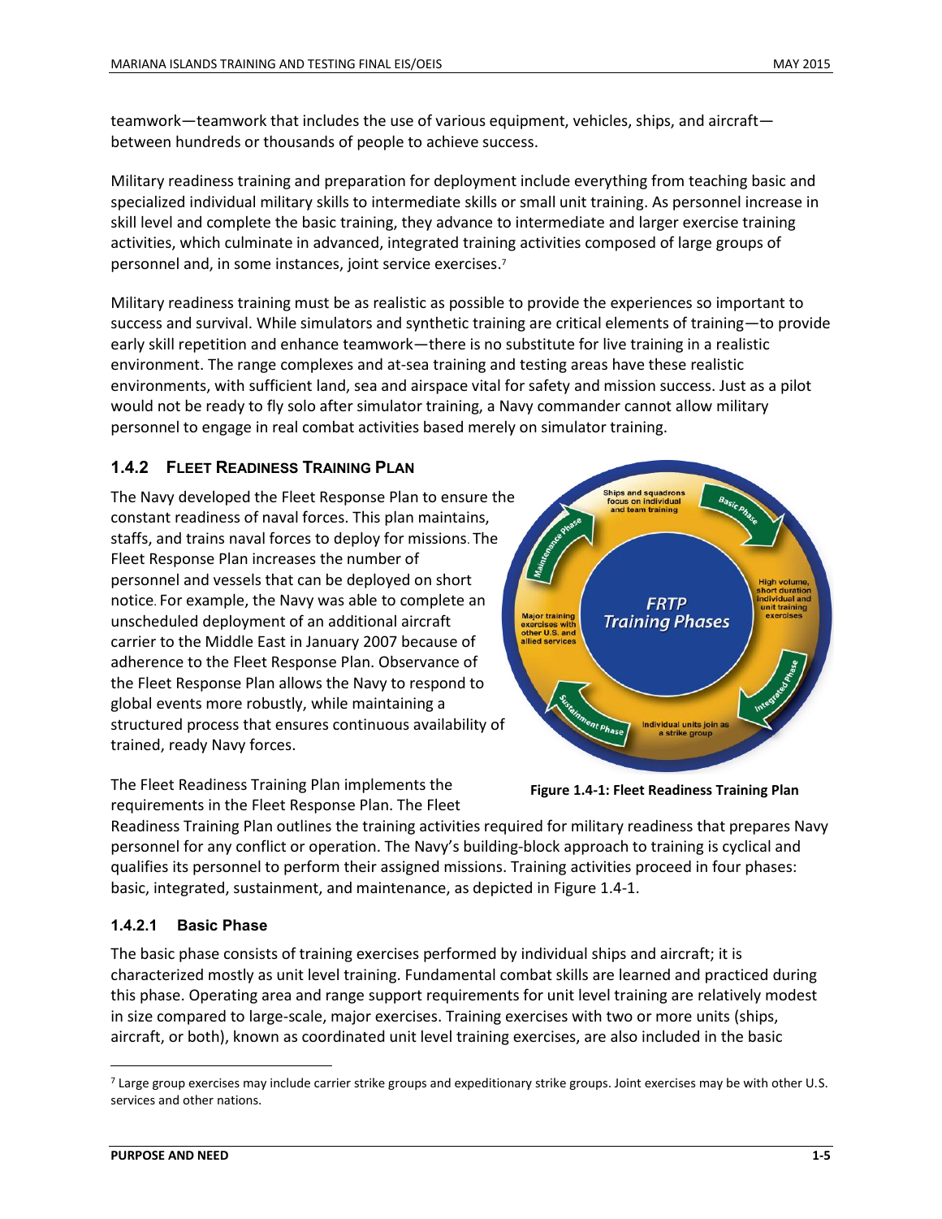teamwork—teamwork that includes the use of various equipment, vehicles, ships, and aircraft—between hundreds or thousands of people to achieve success.

Military readiness training and preparation for deployment include everything from teaching basic and specialized individual military skills to intermediate skills or small unit training. As personnel increase in skill level and complete the basic training, they advance to intermediate and larger exercise training activities, which culminate in advanced, integrated training activities composed of large groups of personnel and, in some instances, joint service exercises.[7]

Military readiness training must be as realistic as possible to provide the experiences so important to success and survival. While simulators and synthetic training are critical elements of training—to provide early skill repetition and enhance teamwork—there is no substitute for live training in a realistic environment. The range complexes and at-sea training and testing areas have these realistic environments, with sufficient land, sea and airspace vital for safety and mission success. Just as a pilot would not be ready to fly solo after simulator training, a Navy commander cannot allow military personnel to engage in real combat activities based merely on simulator training.

### 1.4.2 Fleet Readiness Training Plan

The Navy developed the Fleet Response Plan to ensure the constant readiness of naval forces. This plan maintains, staffs, and trains naval forces to deploy for missions. The Fleet Response Plan increases the number of personnel and vessels that can be deployed on short notice. For example, the Navy was able to complete an unscheduled deployment of an additional aircraft carrier to the Middle East in January 2007 because of adherence to the Fleet Response Plan. Observance of the Fleet Response Plan allows the Navy to respond to global events more robustly, while maintaining a structured process that ensures continuous availability of trained, ready Navy forces.

Figure 1.4-1: Fleet Readiness Training Plan

The Fleet Readiness Training Plan implements the requirements in the Fleet Response Plan. The Fleet Readiness Training Plan outlines the training activities required for military readiness that prepares Navy personnel for any conflict or operation. The Navy's building-block approach to training is cyclical and qualifies its personnel to perform their assigned missions. Training activities proceed in four phases: basic, integrated, sustainment, and maintenance, as depicted in Figure 1.4-1.

#### 1.4.2.1 Basic Phase

The basic phase consists of training exercises performed by individual ships and aircraft; it is characterized mostly as unit level training. Fundamental combat skills are learned and practiced during this phase. Operating area and range support requirements for unit level training are relatively modest in size compared to large-scale, major exercises. Training exercises with two or more units (ships, aircraft, or both), known as coordinated unit level training exercises, are also included in the basic

[7] Large group exercises may include carrier strike groups and expeditionary strike groups. Joint exercises may be with other U.S. services and other nations.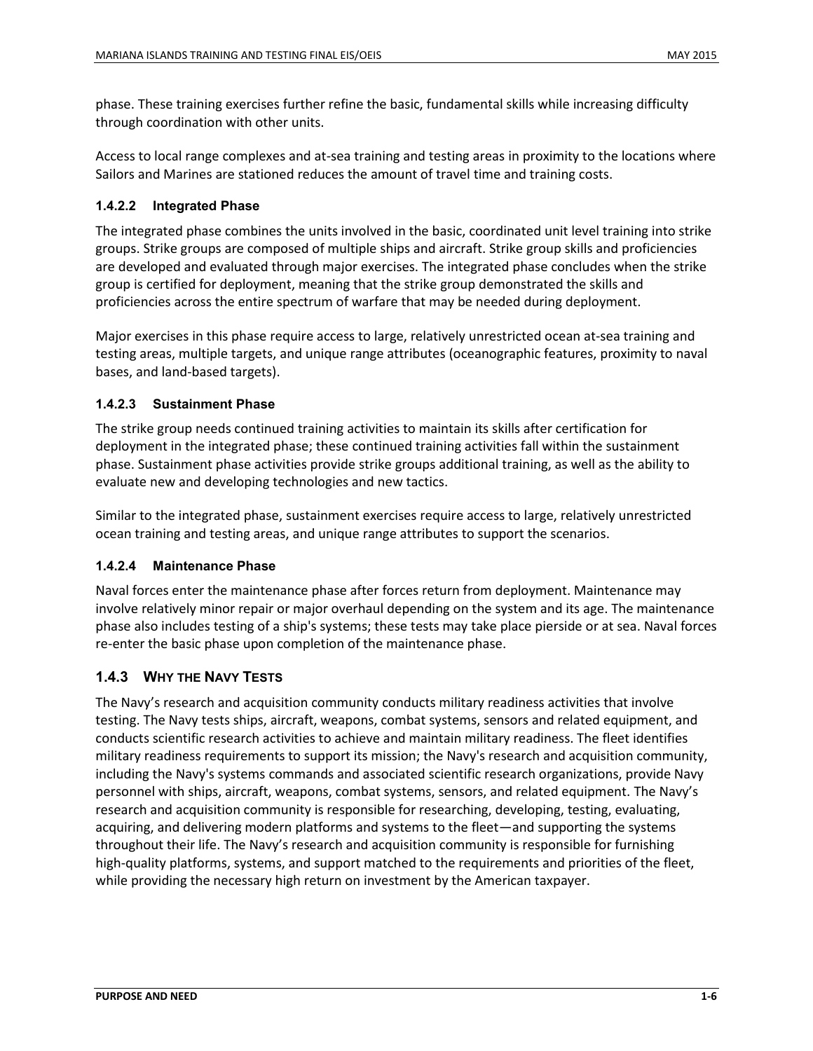phase. These training exercises further refine the basic, fundamental skills while increasing difficulty through coordination with other units.

Access to local range complexes and at-sea training and testing areas in proximity to the locations where Sailors and Marines are stationed reduces the amount of travel time and training costs.

#### 1.4.2.2 Integrated Phase

The integrated phase combines the units involved in the basic, coordinated unit level training into strike groups. Strike groups are composed of multiple ships and aircraft. Strike group skills and proficiencies are developed and evaluated through major exercises. The integrated phase concludes when the strike group is certified for deployment, meaning that the strike group demonstrated the skills and proficiencies across the entire spectrum of warfare that may be needed during deployment.

Major exercises in this phase require access to large, relatively unrestricted ocean at-sea training and testing areas, multiple targets, and unique range attributes (oceanographic features, proximity to naval bases, and land-based targets).

#### 1.4.2.3 Sustainment Phase

The strike group needs continued training activities to maintain its skills after certification for deployment in the integrated phase; these continued training activities fall within the sustainment phase. Sustainment phase activities provide strike groups additional training, as well as the ability to evaluate new and developing technologies and new tactics.

Similar to the integrated phase, sustainment exercises require access to large, relatively unrestricted ocean training and testing areas, and unique range attributes to support the scenarios.

#### 1.4.2.4 Maintenance Phase

Naval forces enter the maintenance phase after forces return from deployment. Maintenance may involve relatively minor repair or major overhaul depending on the system and its age. The maintenance phase also includes testing of a ship's systems; these tests may take place pierside or at sea. Naval forces re-enter the basic phase upon completion of the maintenance phase.

### 1.4.3 Why the Navy Tests

The Navy's research and acquisition community conducts military readiness activities that involve testing. The Navy tests ships, aircraft, weapons, combat systems, sensors and related equipment, and conducts scientific research activities to achieve and maintain military readiness. The fleet identifies military readiness requirements to support its mission; the Navy's research and acquisition community, including the Navy's systems commands and associated scientific research organizations, provide Navy personnel with ships, aircraft, weapons, combat systems, sensors, and related equipment. The Navy's research and acquisition community is responsible for researching, developing, testing, evaluating, acquiring, and delivering modern platforms and systems to the fleet—and supporting the systems throughout their life. The Navy's research and acquisition community is responsible for furnishing high-quality platforms, systems, and support matched to the requirements and priorities of the fleet, while providing the necessary high return on investment by the American taxpayer.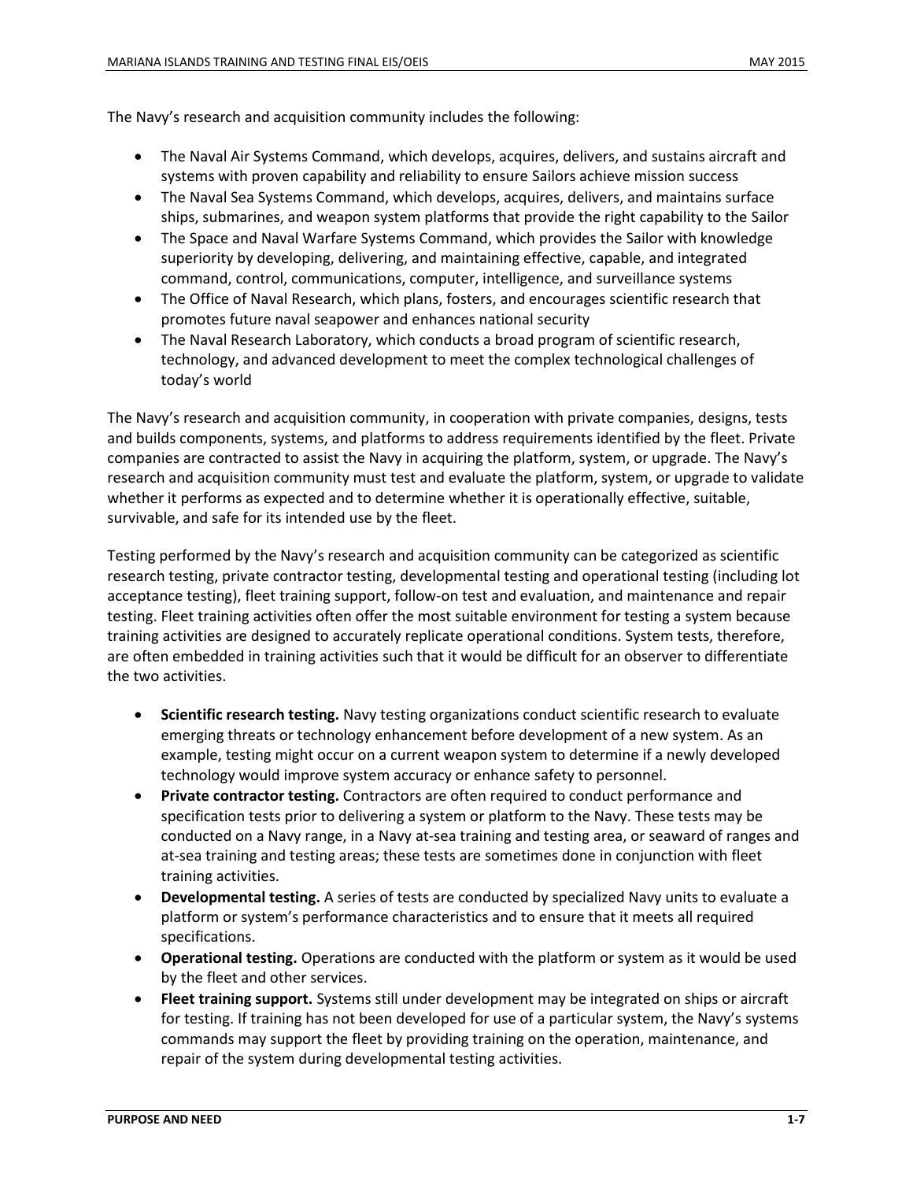The Navy's research and acquisition community includes the following:

- The Naval Air Systems Command, which develops, acquires, delivers, and sustains aircraft and systems with proven capability and reliability to ensure Sailors achieve mission success
- The Naval Sea Systems Command, which develops, acquires, delivers, and maintains surface ships, submarines, and weapon system platforms that provide the right capability to the Sailor
- The Space and Naval Warfare Systems Command, which provides the Sailor with knowledge superiority by developing, delivering, and maintaining effective, capable, and integrated command, control, communications, computer, intelligence, and surveillance systems
- The Office of Naval Research, which plans, fosters, and encourages scientific research that promotes future naval seapower and enhances national security
- The Naval Research Laboratory, which conducts a broad program of scientific research, technology, and advanced development to meet the complex technological challenges of today's world

The Navy's research and acquisition community, in cooperation with private companies, designs, tests and builds components, systems, and platforms to address requirements identified by the fleet. Private companies are contracted to assist the Navy in acquiring the platform, system, or upgrade. The Navy's research and acquisition community must test and evaluate the platform, system, or upgrade to validate whether it performs as expected and to determine whether it is operationally effective, suitable, survivable, and safe for its intended use by the fleet.

Testing performed by the Navy's research and acquisition community can be categorized as scientific research testing, private contractor testing, developmental testing and operational testing (including lot acceptance testing), fleet training support, follow-on test and evaluation, and maintenance and repair testing. Fleet training activities often offer the most suitable environment for testing a system because training activities are designed to accurately replicate operational conditions. System tests, therefore, are often embedded in training activities such that it would be difficult for an observer to differentiate the two activities.

- **Scientific research testing.** Navy testing organizations conduct scientific research to evaluate emerging threats or technology enhancement before development of a new system. As an example, testing might occur on a current weapon system to determine if a newly developed technology would improve system accuracy or enhance safety to personnel.
- **Private contractor testing.** Contractors are often required to conduct performance and specification tests prior to delivering a system or platform to the Navy. These tests may be conducted on a Navy range, in a Navy at-sea training and testing area, or seaward of ranges and at-sea training and testing areas; these tests are sometimes done in conjunction with fleet training activities.
- **Developmental testing.** A series of tests are conducted by specialized Navy units to evaluate a platform or system's performance characteristics and to ensure that it meets all required specifications.
- **Operational testing.** Operations are conducted with the platform or system as it would be used by the fleet and other services.
- **Fleet training support.** Systems still under development may be integrated on ships or aircraft for testing. If training has not been developed for use of a particular system, the Navy's systems commands may support the fleet by providing training on the operation, maintenance, and repair of the system during developmental testing activities.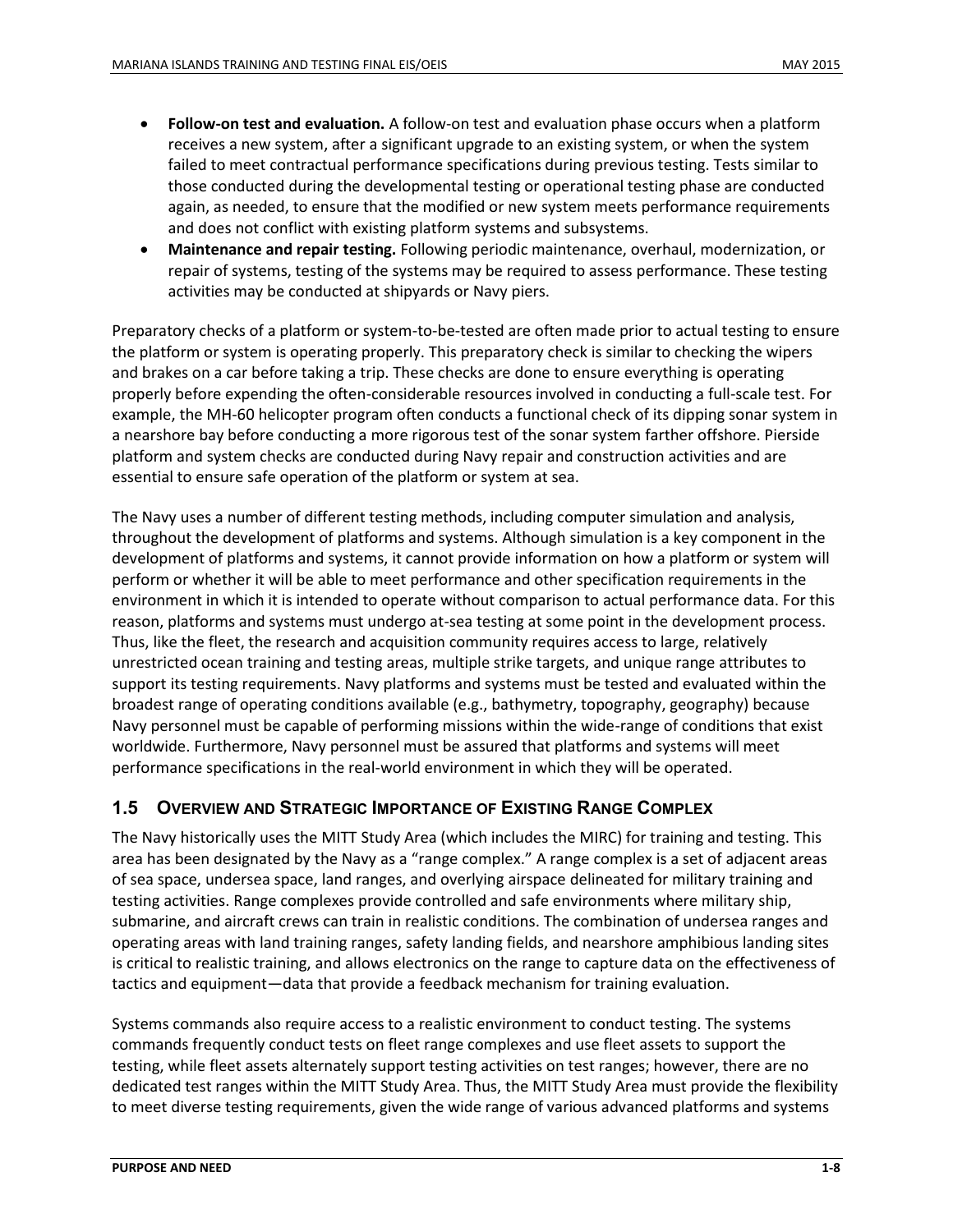- **Follow-on test and evaluation.** A follow-on test and evaluation phase occurs when a platform receives a new system, after a significant upgrade to an existing system, or when the system failed to meet contractual performance specifications during previous testing. Tests similar to those conducted during the developmental testing or operational testing phase are conducted again, as needed, to ensure that the modified or new system meets performance requirements and does not conflict with existing platform systems and subsystems.
- **Maintenance and repair testing.** Following periodic maintenance, overhaul, modernization, or repair of systems, testing of the systems may be required to assess performance. These testing activities may be conducted at shipyards or Navy piers.

Preparatory checks of a platform or system-to-be-tested are often made prior to actual testing to ensure the platform or system is operating properly. This preparatory check is similar to checking the wipers and brakes on a car before taking a trip. These checks are done to ensure everything is operating properly before expending the often-considerable resources involved in conducting a full-scale test. For example, the MH-60 helicopter program often conducts a functional check of its dipping sonar system in a nearshore bay before conducting a more rigorous test of the sonar system farther offshore. Pierside platform and system checks are conducted during Navy repair and construction activities and are essential to ensure safe operation of the platform or system at sea.

The Navy uses a number of different testing methods, including computer simulation and analysis, throughout the development of platforms and systems. Although simulation is a key component in the development of platforms and systems, it cannot provide information on how a platform or system will perform or whether it will be able to meet performance and other specification requirements in the environment in which it is intended to operate without comparison to actual performance data. For this reason, platforms and systems must undergo at-sea testing at some point in the development process. Thus, like the fleet, the research and acquisition community requires access to large, relatively unrestricted ocean training and testing areas, multiple strike targets, and unique range attributes to support its testing requirements. Navy platforms and systems must be tested and evaluated within the broadest range of operating conditions available (e.g., bathymetry, topography, geography) because Navy personnel must be capable of performing missions within the wide-range of conditions that exist worldwide. Furthermore, Navy personnel must be assured that platforms and systems will meet performance specifications in the real-world environment in which they will be operated.

## 1.5 Overview and Strategic Importance of Existing Range Complex

The Navy historically uses the MITT Study Area (which includes the MIRC) for training and testing. This area has been designated by the Navy as a "range complex." A range complex is a set of adjacent areas of sea space, undersea space, land ranges, and overlying airspace delineated for military training and testing activities. Range complexes provide controlled and safe environments where military ship, submarine, and aircraft crews can train in realistic conditions. The combination of undersea ranges and operating areas with land training ranges, safety landing fields, and nearshore amphibious landing sites is critical to realistic training, and allows electronics on the range to capture data on the effectiveness of tactics and equipment—data that provide a feedback mechanism for training evaluation.

Systems commands also require access to a realistic environment to conduct testing. The systems commands frequently conduct tests on fleet range complexes and use fleet assets to support the testing, while fleet assets alternately support testing activities on test ranges; however, there are no dedicated test ranges within the MITT Study Area. Thus, the MITT Study Area must provide the flexibility to meet diverse testing requirements, given the wide range of various advanced platforms and systems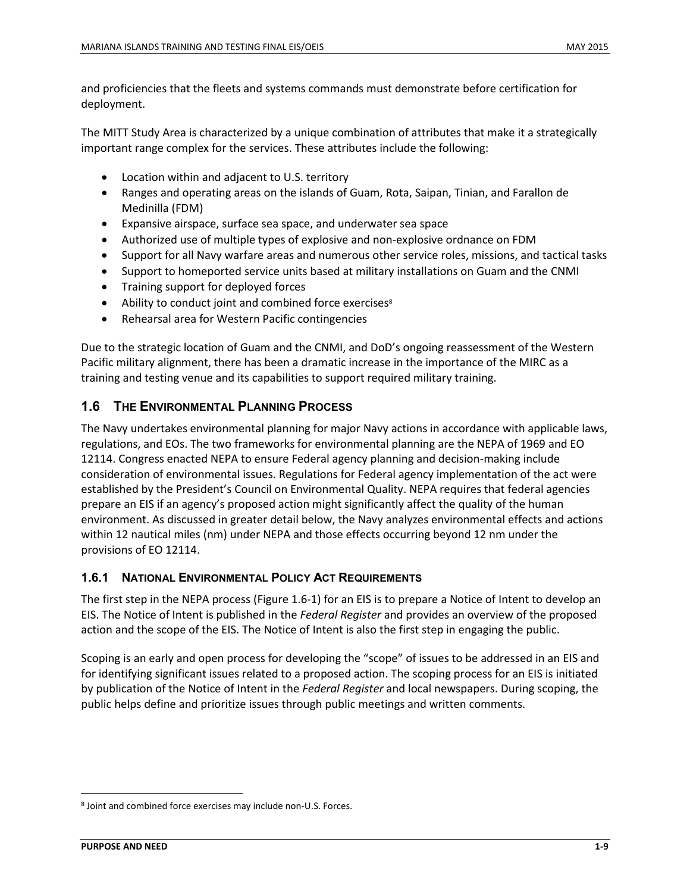and proficiencies that the fleets and systems commands must demonstrate before certification for deployment.

The MITT Study Area is characterized by a unique combination of attributes that make it a strategically important range complex for the services. These attributes include the following:

- Location within and adjacent to U.S. territory
- Ranges and operating areas on the islands of Guam, Rota, Saipan, Tinian, and Farallon de Medinilla (FDM)
- Expansive airspace, surface sea space, and underwater sea space
- Authorized use of multiple types of explosive and non-explosive ordnance on FDM
- Support for all Navy warfare areas and numerous other service roles, missions, and tactical tasks
- Support to homeported service units based at military installations on Guam and the CNMI
- Training support for deployed forces
- Ability to conduct joint and combined force exercises[8]
- Rehearsal area for Western Pacific contingencies

Due to the strategic location of Guam and the CNMI, and DoD's ongoing reassessment of the Western Pacific military alignment, there has been a dramatic increase in the importance of the MIRC as a training and testing venue and its capabilities to support required military training.

## 1.6 The Environmental Planning Process

The Navy undertakes environmental planning for major Navy actions in accordance with applicable laws, regulations, and EOs. The two frameworks for environmental planning are the NEPA of 1969 and EO 12114. Congress enacted NEPA to ensure Federal agency planning and decision-making include consideration of environmental issues. Regulations for Federal agency implementation of the act were established by the President's Council on Environmental Quality. NEPA requires that federal agencies prepare an EIS if an agency's proposed action might significantly affect the quality of the human environment. As discussed in greater detail below, the Navy analyzes environmental effects and actions within 12 nautical miles (nm) under NEPA and those effects occurring beyond 12 nm under the provisions of EO 12114.

### 1.6.1 National Environmental Policy Act Requirements

The first step in the NEPA process (Figure 1.6-1) for an EIS is to prepare a Notice of Intent to develop an EIS. The Notice of Intent is published in the *Federal Register* and provides an overview of the proposed action and the scope of the EIS. The Notice of Intent is also the first step in engaging the public.

Scoping is an early and open process for developing the "scope" of issues to be addressed in an EIS and for identifying significant issues related to a proposed action. The scoping process for an EIS is initiated by publication of the Notice of Intent in the *Federal Register* and local newspapers. During scoping, the public helps define and prioritize issues through public meetings and written comments.

[8] Joint and combined force exercises may include non-U.S. Forces.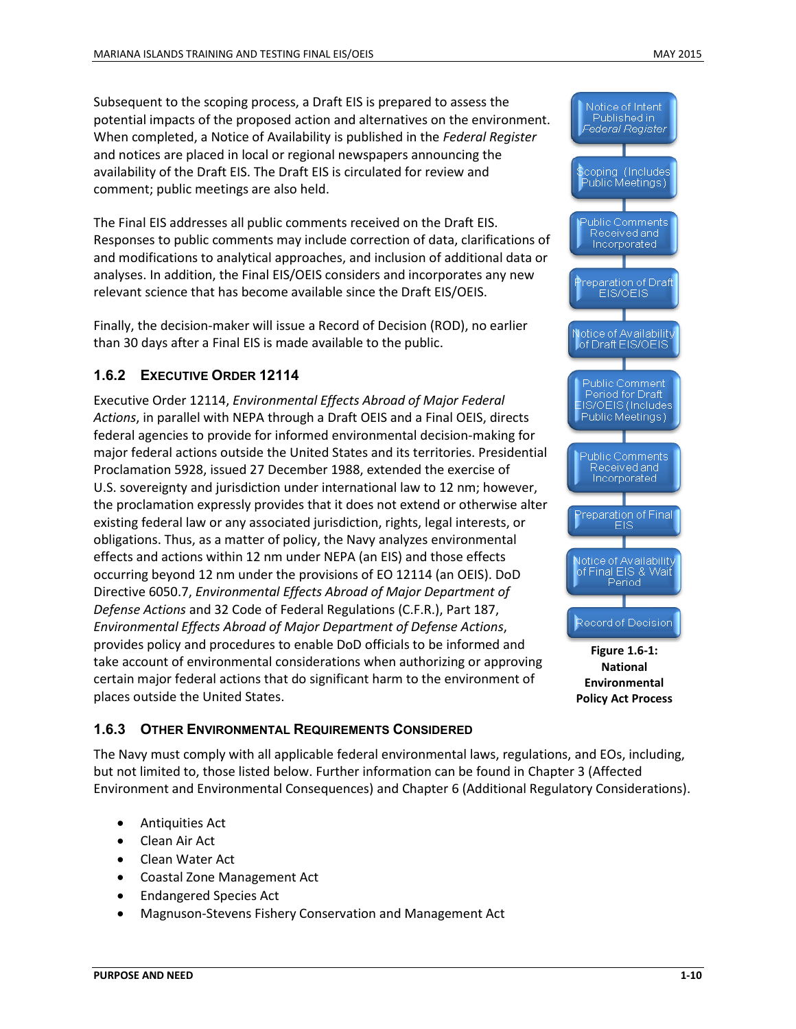Subsequent to the scoping process, a Draft EIS is prepared to assess the potential impacts of the proposed action and alternatives on the environment. When completed, a Notice of Availability is published in the *Federal Register* and notices are placed in local or regional newspapers announcing the availability of the Draft EIS. The Draft EIS is circulated for review and comment; public meetings are also held.

The Final EIS addresses all public comments received on the Draft EIS. Responses to public comments may include correction of data, clarifications of and modifications to analytical approaches, and inclusion of additional data or analyses. In addition, the Final EIS/OEIS considers and incorporates any new relevant science that has become available since the Draft EIS/OEIS.

Finally, the decision-maker will issue a Record of Decision (ROD), no earlier than 30 days after a Final EIS is made available to the public.

Notice of Intent Published in *Federal Register*

Scoping (Includes Public Meetings)

Public Comments Received and Incorporated

Preparation of Draft EIS/OEIS

Notice of Availability of Draft EIS/OEIS

Public Comment Period for Draft EIS/OEIS (Includes Public Meetings)

Public Comments Received and Incorporated

Preparation of Final EIS

Notice of Availability of Final EIS & Wait Period

Record of Decision

**Figure 1.6-1: National Environmental Policy Act Process**

### 1.6.2 Executive Order 12114

Executive Order 12114, *Environmental Effects Abroad of Major Federal Actions*, in parallel with NEPA through a Draft OEIS and a Final OEIS, directs federal agencies to provide for informed environmental decision-making for major federal actions outside the United States and its territories. Presidential Proclamation 5928, issued 27 December 1988, extended the exercise of U.S. sovereignty and jurisdiction under international law to 12 nm; however, the proclamation expressly provides that it does not extend or otherwise alter existing federal law or any associated jurisdiction, rights, legal interests, or obligations. Thus, as a matter of policy, the Navy analyzes environmental effects and actions within 12 nm under NEPA (an EIS) and those effects occurring beyond 12 nm under the provisions of EO 12114 (an OEIS). DoD Directive 6050.7, *Environmental Effects Abroad of Major Department of Defense Actions* and 32 Code of Federal Regulations (C.F.R.), Part 187, *Environmental Effects Abroad of Major Department of Defense Actions*, provides policy and procedures to enable DoD officials to be informed and take account of environmental considerations when authorizing or approving certain major federal actions that do significant harm to the environment of places outside the United States.

### 1.6.3 Other Environmental Requirements Considered

The Navy must comply with all applicable federal environmental laws, regulations, and EOs, including, but not limited to, those listed below. Further information can be found in Chapter 3 (Affected Environment and Environmental Consequences) and Chapter 6 (Additional Regulatory Considerations).

- Antiquities Act
- Clean Air Act
- Clean Water Act
- Coastal Zone Management Act
- Endangered Species Act
- Magnuson-Stevens Fishery Conservation and Management Act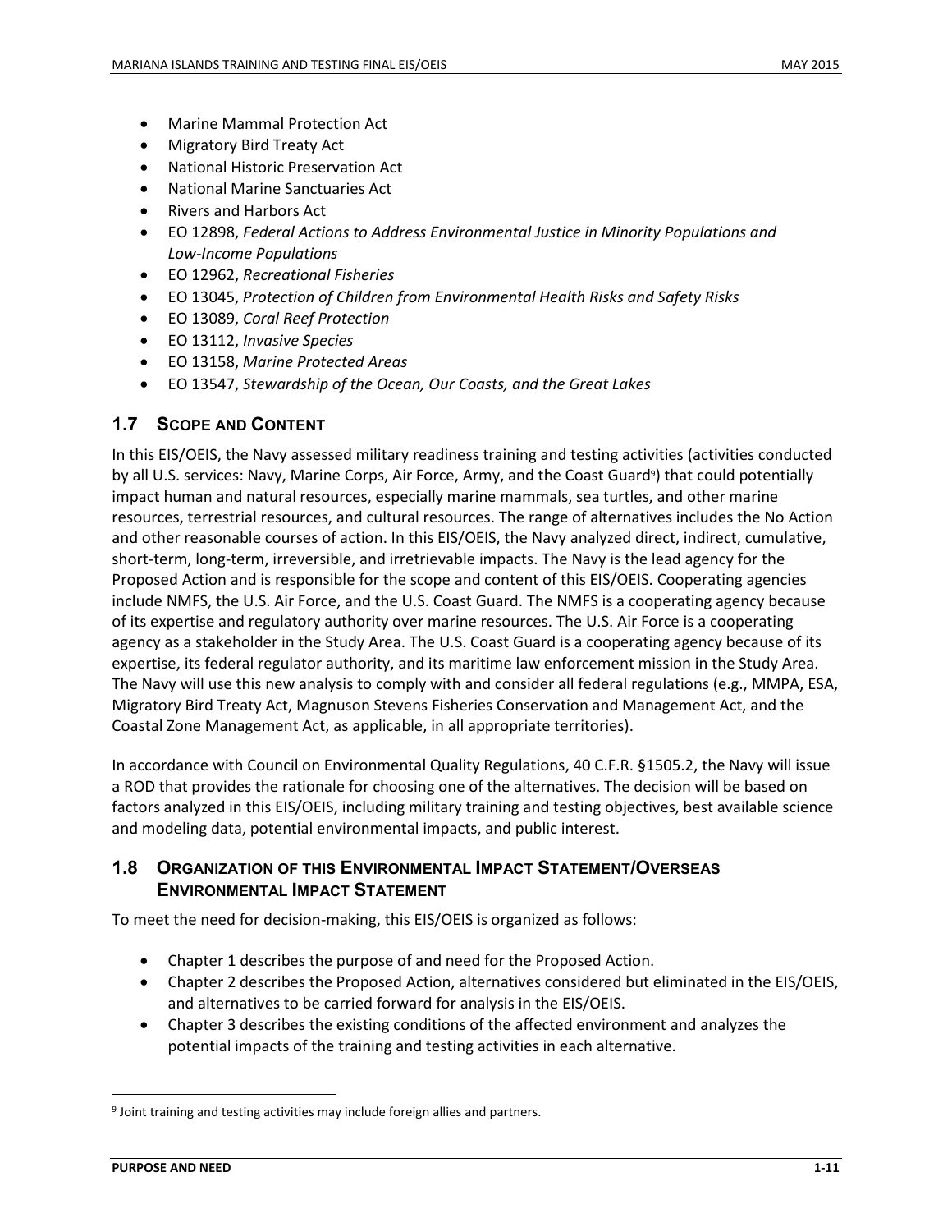- Marine Mammal Protection Act
- Migratory Bird Treaty Act
- National Historic Preservation Act
- National Marine Sanctuaries Act
- Rivers and Harbors Act
- EO 12898, *Federal Actions to Address Environmental Justice in Minority Populations and Low-Income Populations*
- EO 12962, *Recreational Fisheries*
- EO 13045, *Protection of Children from Environmental Health Risks and Safety Risks*
- EO 13089, *Coral Reef Protection*
- EO 13112, *Invasive Species*
- EO 13158, *Marine Protected Areas*
- EO 13547, *Stewardship of the Ocean, Our Coasts, and the Great Lakes*

## 1.7 Scope and Content

In this EIS/OEIS, the Navy assessed military readiness training and testing activities (activities conducted by all U.S. services: Navy, Marine Corps, Air Force, Army, and the Coast Guard[9]) that could potentially impact human and natural resources, especially marine mammals, sea turtles, and other marine resources, terrestrial resources, and cultural resources. The range of alternatives includes the No Action and other reasonable courses of action. In this EIS/OEIS, the Navy analyzed direct, indirect, cumulative, short-term, long-term, irreversible, and irretrievable impacts. The Navy is the lead agency for the Proposed Action and is responsible for the scope and content of this EIS/OEIS. Cooperating agencies include NMFS, the U.S. Air Force, and the U.S. Coast Guard. The NMFS is a cooperating agency because of its expertise and regulatory authority over marine resources. The U.S. Air Force is a cooperating agency as a stakeholder in the Study Area. The U.S. Coast Guard is a cooperating agency because of its expertise, its federal regulator authority, and its maritime law enforcement mission in the Study Area. The Navy will use this new analysis to comply with and consider all federal regulations (e.g., MMPA, ESA, Migratory Bird Treaty Act, Magnuson Stevens Fisheries Conservation and Management Act, and the Coastal Zone Management Act, as applicable, in all appropriate territories).

In accordance with Council on Environmental Quality Regulations, 40 C.F.R. §1505.2, the Navy will issue a ROD that provides the rationale for choosing one of the alternatives. The decision will be based on factors analyzed in this EIS/OEIS, including military training and testing objectives, best available science and modeling data, potential environmental impacts, and public interest.

## 1.8 Organization of this Environmental Impact Statement/Overseas Environmental Impact Statement

To meet the need for decision-making, this EIS/OEIS is organized as follows:

- Chapter 1 describes the purpose of and need for the Proposed Action.
- Chapter 2 describes the Proposed Action, alternatives considered but eliminated in the EIS/OEIS, and alternatives to be carried forward for analysis in the EIS/OEIS.
- Chapter 3 describes the existing conditions of the affected environment and analyzes the potential impacts of the training and testing activities in each alternative.

[9] Joint training and testing activities may include foreign allies and partners.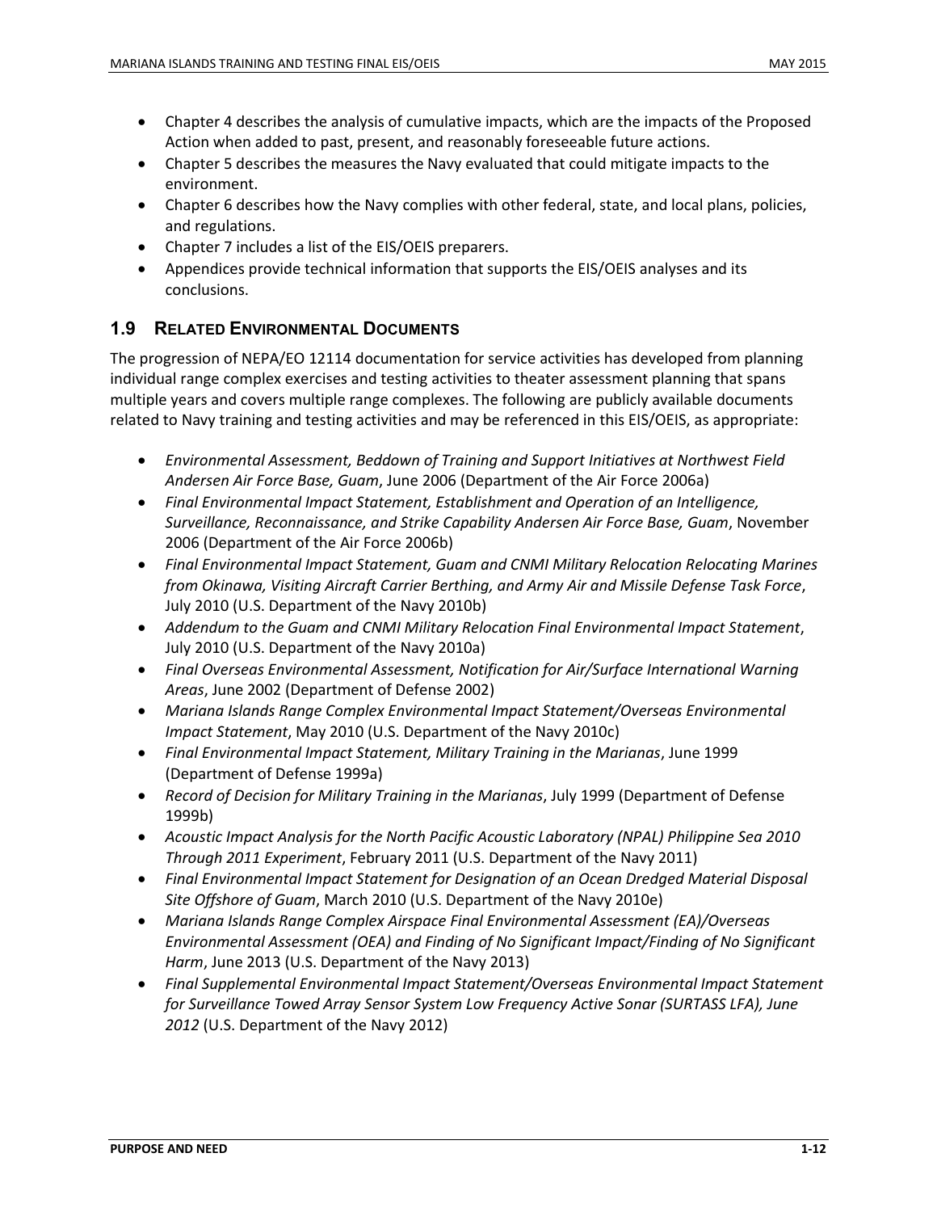- Chapter 4 describes the analysis of cumulative impacts, which are the impacts of the Proposed Action when added to past, present, and reasonably foreseeable future actions.
- Chapter 5 describes the measures the Navy evaluated that could mitigate impacts to the environment.
- Chapter 6 describes how the Navy complies with other federal, state, and local plans, policies, and regulations.
- Chapter 7 includes a list of the EIS/OEIS preparers.
- Appendices provide technical information that supports the EIS/OEIS analyses and its conclusions.

## 1.9 Related Environmental Documents

The progression of NEPA/EO 12114 documentation for service activities has developed from planning individual range complex exercises and testing activities to theater assessment planning that spans multiple years and covers multiple range complexes. The following are publicly available documents related to Navy training and testing activities and may be referenced in this EIS/OEIS, as appropriate:

- *Environmental Assessment, Beddown of Training and Support Initiatives at Northwest Field Andersen Air Force Base, Guam*, June 2006 (Department of the Air Force 2006a)
- *Final Environmental Impact Statement, Establishment and Operation of an Intelligence, Surveillance, Reconnaissance, and Strike Capability Andersen Air Force Base, Guam*, November 2006 (Department of the Air Force 2006b)
- *Final Environmental Impact Statement, Guam and CNMI Military Relocation Relocating Marines from Okinawa, Visiting Aircraft Carrier Berthing, and Army Air and Missile Defense Task Force*, July 2010 (U.S. Department of the Navy 2010b)
- *Addendum to the Guam and CNMI Military Relocation Final Environmental Impact Statement*, July 2010 (U.S. Department of the Navy 2010a)
- *Final Overseas Environmental Assessment, Notification for Air/Surface International Warning Areas*, June 2002 (Department of Defense 2002)
- *Mariana Islands Range Complex Environmental Impact Statement/Overseas Environmental Impact Statement*, May 2010 (U.S. Department of the Navy 2010c)
- *Final Environmental Impact Statement, Military Training in the Marianas*, June 1999 (Department of Defense 1999a)
- *Record of Decision for Military Training in the Marianas*, July 1999 (Department of Defense 1999b)
- *Acoustic Impact Analysis for the North Pacific Acoustic Laboratory (NPAL) Philippine Sea 2010 Through 2011 Experiment*, February 2011 (U.S. Department of the Navy 2011)
- *Final Environmental Impact Statement for Designation of an Ocean Dredged Material Disposal Site Offshore of Guam*, March 2010 (U.S. Department of the Navy 2010e)
- *Mariana Islands Range Complex Airspace Final Environmental Assessment (EA)/Overseas Environmental Assessment (OEA) and Finding of No Significant Impact/Finding of No Significant Harm*, June 2013 (U.S. Department of the Navy 2013)
- *Final Supplemental Environmental Impact Statement/Overseas Environmental Impact Statement for Surveillance Towed Array Sensor System Low Frequency Active Sonar (SURTASS LFA), June 2012* (U.S. Department of the Navy 2012)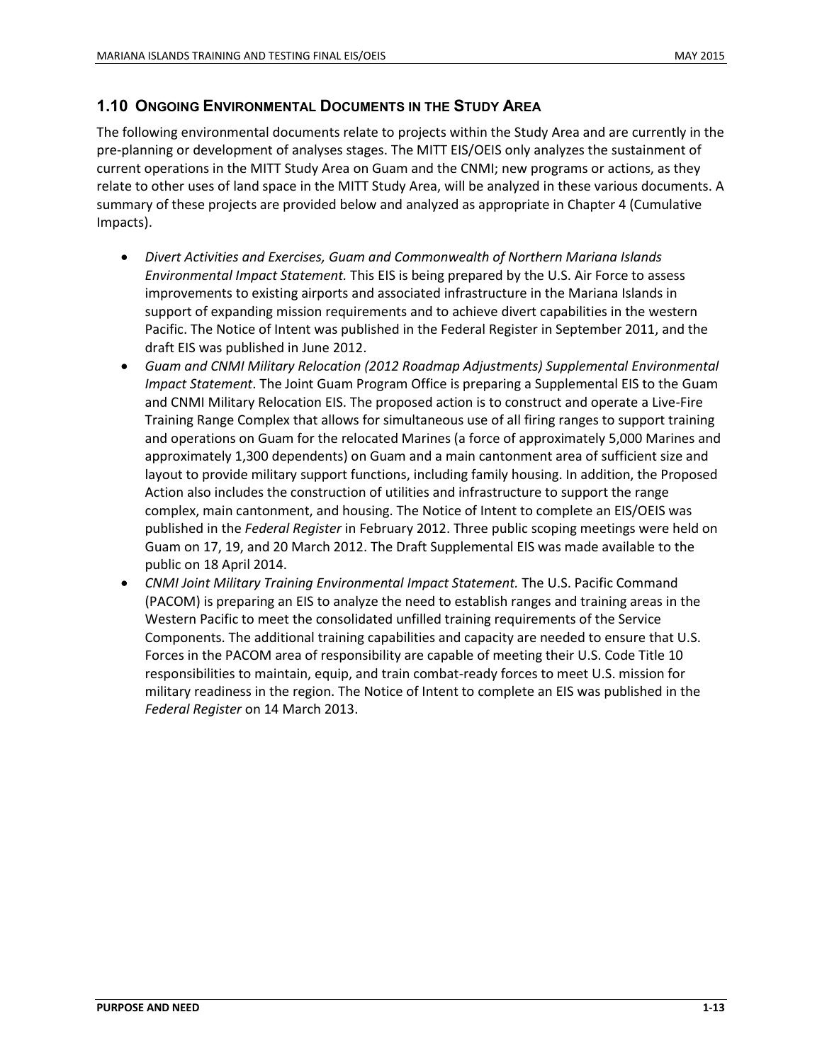## 1.10 ONGOING ENVIRONMENTAL DOCUMENTS IN THE STUDY AREA

The following environmental documents relate to projects within the Study Area and are currently in the pre-planning or development of analyses stages. The MITT EIS/OEIS only analyzes the sustainment of current operations in the MITT Study Area on Guam and the CNMI; new programs or actions, as they relate to other uses of land space in the MITT Study Area, will be analyzed in these various documents. A summary of these projects are provided below and analyzed as appropriate in Chapter 4 (Cumulative Impacts).

- *Divert Activities and Exercises, Guam and Commonwealth of Northern Mariana Islands Environmental Impact Statement.* This EIS is being prepared by the U.S. Air Force to assess improvements to existing airports and associated infrastructure in the Mariana Islands in support of expanding mission requirements and to achieve divert capabilities in the western Pacific. The Notice of Intent was published in the Federal Register in September 2011, and the draft EIS was published in June 2012.
- *Guam and CNMI Military Relocation (2012 Roadmap Adjustments) Supplemental Environmental Impact Statement*. The Joint Guam Program Office is preparing a Supplemental EIS to the Guam and CNMI Military Relocation EIS. The proposed action is to construct and operate a Live-Fire Training Range Complex that allows for simultaneous use of all firing ranges to support training and operations on Guam for the relocated Marines (a force of approximately 5,000 Marines and approximately 1,300 dependents) on Guam and a main cantonment area of sufficient size and layout to provide military support functions, including family housing. In addition, the Proposed Action also includes the construction of utilities and infrastructure to support the range complex, main cantonment, and housing. The Notice of Intent to complete an EIS/OEIS was published in the *Federal Register* in February 2012. Three public scoping meetings were held on Guam on 17, 19, and 20 March 2012. The Draft Supplemental EIS was made available to the public on 18 April 2014.
- *CNMI Joint Military Training Environmental Impact Statement.* The U.S. Pacific Command (PACOM) is preparing an EIS to analyze the need to establish ranges and training areas in the Western Pacific to meet the consolidated unfilled training requirements of the Service Components. The additional training capabilities and capacity are needed to ensure that U.S. Forces in the PACOM area of responsibility are capable of meeting their U.S. Code Title 10 responsibilities to maintain, equip, and train combat-ready forces to meet U.S. mission for military readiness in the region. The Notice of Intent to complete an EIS was published in the *Federal Register* on 14 March 2013.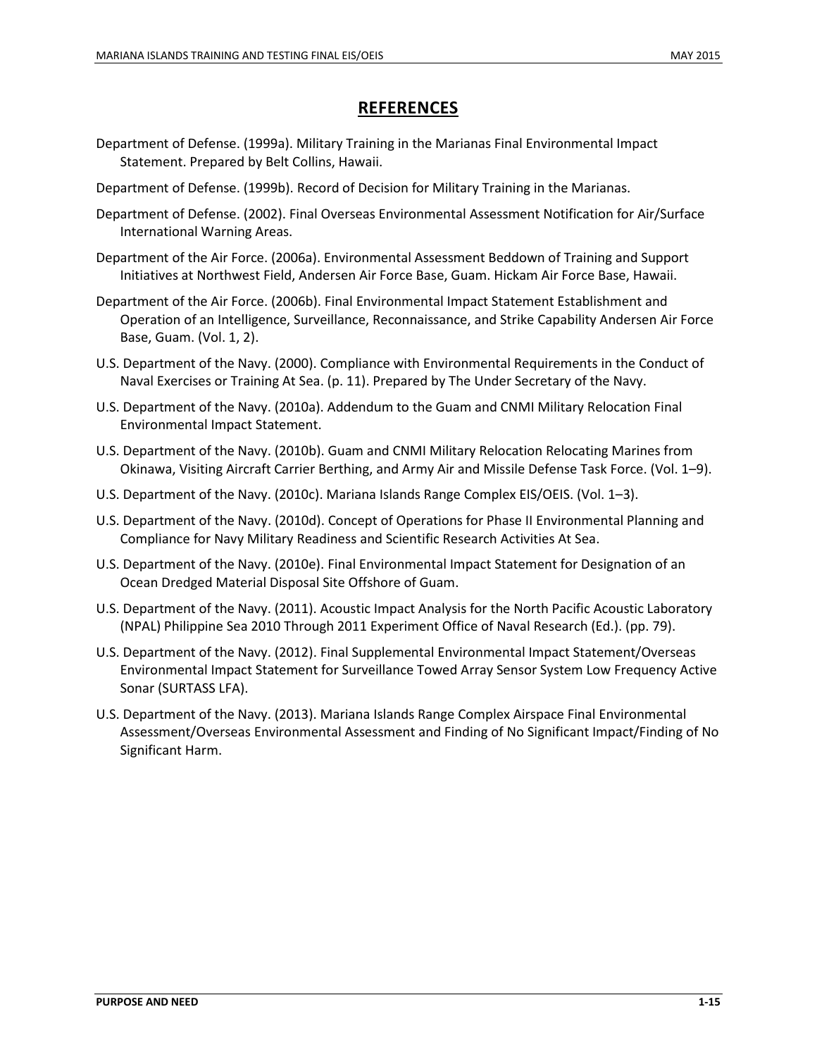# REFERENCES

Department of Defense. (1999a). Military Training in the Marianas Final Environmental Impact Statement. Prepared by Belt Collins, Hawaii.

Department of Defense. (1999b). Record of Decision for Military Training in the Marianas.

Department of Defense. (2002). Final Overseas Environmental Assessment Notification for Air/Surface International Warning Areas.

Department of the Air Force. (2006a). Environmental Assessment Beddown of Training and Support Initiatives at Northwest Field, Andersen Air Force Base, Guam. Hickam Air Force Base, Hawaii.

Department of the Air Force. (2006b). Final Environmental Impact Statement Establishment and Operation of an Intelligence, Surveillance, Reconnaissance, and Strike Capability Andersen Air Force Base, Guam. (Vol. 1, 2).

U.S. Department of the Navy. (2000). Compliance with Environmental Requirements in the Conduct of Naval Exercises or Training At Sea. (p. 11). Prepared by The Under Secretary of the Navy.

U.S. Department of the Navy. (2010a). Addendum to the Guam and CNMI Military Relocation Final Environmental Impact Statement.

U.S. Department of the Navy. (2010b). Guam and CNMI Military Relocation Relocating Marines from Okinawa, Visiting Aircraft Carrier Berthing, and Army Air and Missile Defense Task Force. (Vol. 1–9).

U.S. Department of the Navy. (2010c). Mariana Islands Range Complex EIS/OEIS. (Vol. 1–3).

U.S. Department of the Navy. (2010d). Concept of Operations for Phase II Environmental Planning and Compliance for Navy Military Readiness and Scientific Research Activities At Sea.

U.S. Department of the Navy. (2010e). Final Environmental Impact Statement for Designation of an Ocean Dredged Material Disposal Site Offshore of Guam.

U.S. Department of the Navy. (2011). Acoustic Impact Analysis for the North Pacific Acoustic Laboratory (NPAL) Philippine Sea 2010 Through 2011 Experiment Office of Naval Research (Ed.). (pp. 79).

U.S. Department of the Navy. (2012). Final Supplemental Environmental Impact Statement/Overseas Environmental Impact Statement for Surveillance Towed Array Sensor System Low Frequency Active Sonar (SURTASS LFA).

U.S. Department of the Navy. (2013). Mariana Islands Range Complex Airspace Final Environmental Assessment/Overseas Environmental Assessment and Finding of No Significant Impact/Finding of No Significant Harm.